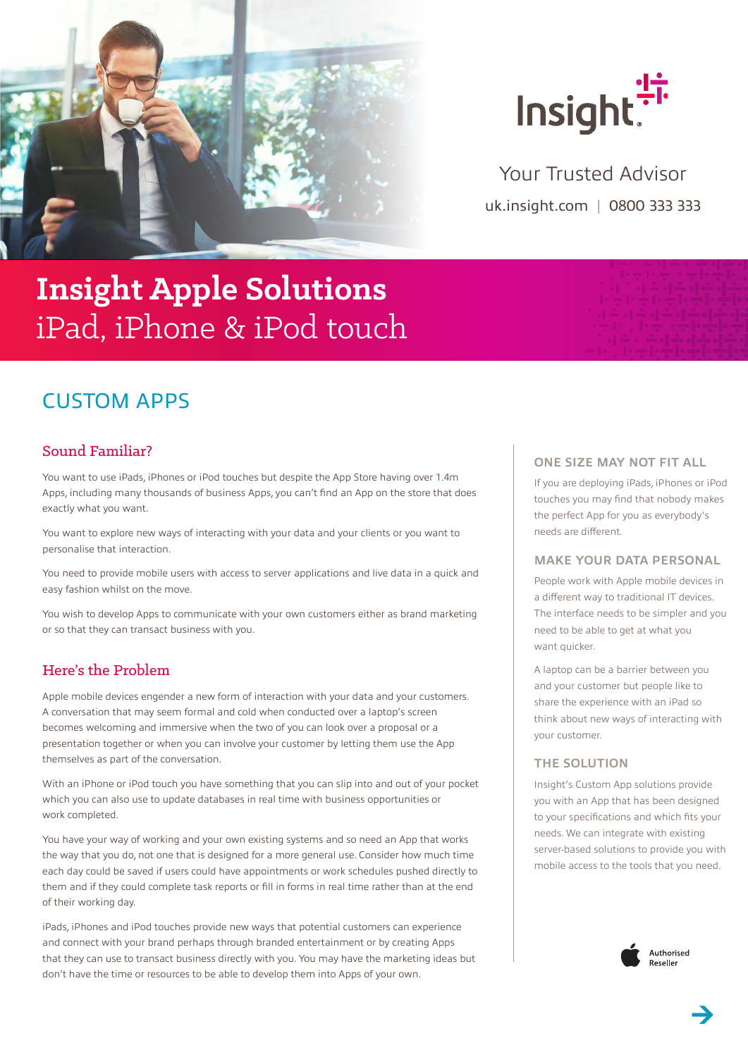Insight

Your Trusted Advisor

uk.insight.com | 0800 333 333

# Insight Apple Solutions
iPad, iPhone & iPod touch

## CUSTOM APPS

### Sound Familiar?

You want to use iPads, iPhones or iPod touches but despite the App Store having over 1.4m Apps, including many thousands of business Apps, you can't find an App on the store that does exactly what you want.

You want to explore new ways of interacting with your data and your clients or you want to personalise that interaction.

You need to provide mobile users with access to server applications and live data in a quick and easy fashion whilst on the move.

You wish to develop Apps to communicate with your own customers either as brand marketing or so that they can transact business with you.

### Here's the Problem

Apple mobile devices engender a new form of interaction with your data and your customers. A conversation that may seem formal and cold when conducted over a laptop's screen becomes welcoming and immersive when the two of you can look over a proposal or a presentation together or when you can involve your customer by letting them use the App themselves as part of the conversation.

With an iPhone or iPod touch you have something that you can slip into and out of your pocket which you can also use to update databases in real time with business opportunities or work completed.

You have your way of working and your own existing systems and so need an App that works the way that you do, not one that is designed for a more general use. Consider how much time each day could be saved if users could have appointments or work schedules pushed directly to them and if they could complete task reports or fill in forms in real time rather than at the end of their working day.

iPads, iPhones and iPod touches provide new ways that potential customers can experience and connect with your brand perhaps through branded entertainment or by creating Apps that they can use to transact business directly with you. You may have the marketing ideas but don't have the time or resources to be able to develop them into Apps of your own.

### ONE SIZE MAY NOT FIT ALL

If you are deploying iPads, iPhones or iPod touches you may find that nobody makes the perfect App for you as everybody's needs are different.

### MAKE YOUR DATA PERSONAL

People work with Apple mobile devices in a different way to traditional IT devices. The interface needs to be simpler and you need to be able to get at what you want quicker.

A laptop can be a barrier between you and your customer but people like to share the experience with an iPad so think about new ways of interacting with your customer.

### THE SOLUTION

Insight's Custom App solutions provide you with an App that has been designed to your specifications and which fits your needs. We can integrate with existing server-based solutions to provide you with mobile access to the tools that you need.

Authorised Reseller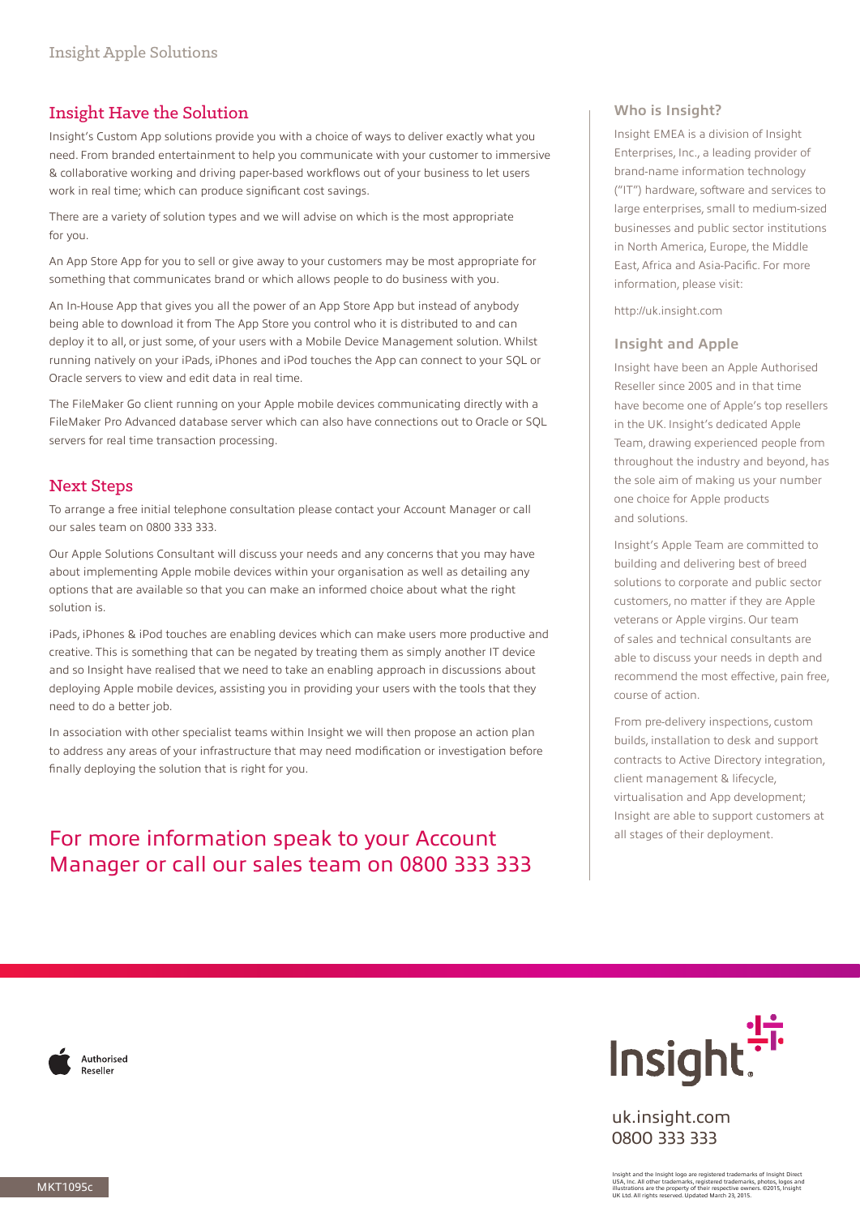## Insight Have the Solution

Insight's Custom App solutions provide you with a choice of ways to deliver exactly what you need. From branded entertainment to help you communicate with your customer to immersive & collaborative working and driving paper-based workflows out of your business to let users work in real time; which can produce significant cost savings.

There are a variety of solution types and we will advise on which is the most appropriate for you.

An App Store App for you to sell or give away to your customers may be most appropriate for something that communicates brand or which allows people to do business with you.

An In-House App that gives you all the power of an App Store App but instead of anybody being able to download it from The App Store you control who it is distributed to and can deploy it to all, or just some, of your users with a Mobile Device Management solution. Whilst running natively on your iPads, iPhones and iPod touches the App can connect to your SQL or Oracle servers to view and edit data in real time.

The FileMaker Go client running on your Apple mobile devices communicating directly with a FileMaker Pro Advanced database server which can also have connections out to Oracle or SQL servers for real time transaction processing.

## Next Steps

To arrange a free initial telephone consultation please contact your Account Manager or call our sales team on 0800 333 333.

Our Apple Solutions Consultant will discuss your needs and any concerns that you may have about implementing Apple mobile devices within your organisation as well as detailing any options that are available so that you can make an informed choice about what the right solution is.

iPads, iPhones & iPod touches are enabling devices which can make users more productive and creative. This is something that can be negated by treating them as simply another IT device and so Insight have realised that we need to take an enabling approach in discussions about deploying Apple mobile devices, assisting you in providing your users with the tools that they need to do a better job.

In association with other specialist teams within Insight we will then propose an action plan to address any areas of your infrastructure that may need modification or investigation before finally deploying the solution that is right for you.

## For more information speak to your Account Manager or call our sales team on 0800 333 333

### Who is Insight?

Insight EMEA is a division of Insight Enterprises, Inc., a leading provider of brand-name information technology ("IT") hardware, software and services to large enterprises, small to medium-sized businesses and public sector institutions in North America, Europe, the Middle East, Africa and Asia-Pacific. For more information, please visit:

http://uk.insight.com

### Insight and Apple

Insight have been an Apple Authorised Reseller since 2005 and in that time have become one of Apple's top resellers in the UK. Insight's dedicated Apple Team, drawing experienced people from throughout the industry and beyond, has the sole aim of making us your number one choice for Apple products and solutions.

Insight's Apple Team are committed to building and delivering best of breed solutions to corporate and public sector customers, no matter if they are Apple veterans or Apple virgins. Our team of sales and technical consultants are able to discuss your needs in depth and recommend the most effective, pain free, course of action.

From pre-delivery inspections, custom builds, installation to desk and support contracts to Active Directory integration, client management & lifecycle, virtualisation and App development; Insight are able to support customers at all stages of their deployment.

Authorised Reseller

uk.insight.com
0800 333 333

Insight and the Insight logo are registered trademarks of Insight Direct USA, Inc. All other trademarks, registered trademarks, photos, logos and illustrations are the property of their respective owners. ©2015, Insight UK Ltd. All rights reserved. Updated March 23, 2015.

MKT1095c